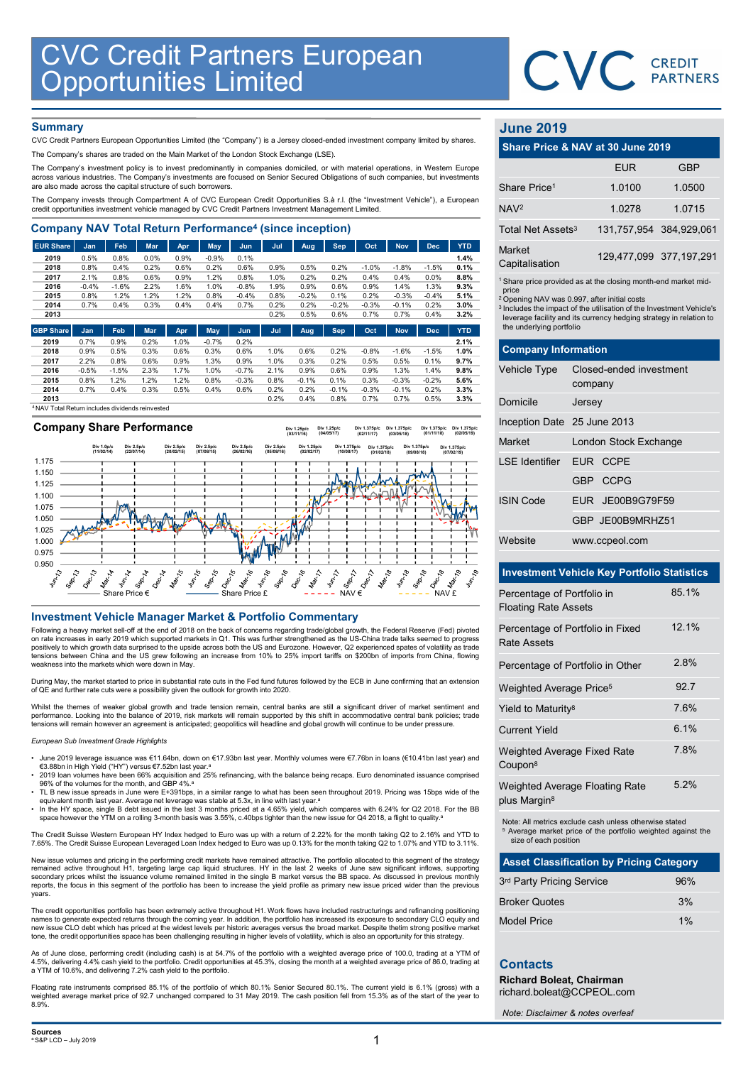# CVC Credit Partners European Opportunities Limited

## Summary

CVC Credit Partners European Opportunities Limited (the "Company") is a Jersey closed-ended investment company limited by shares.

The Company's shares are traded on the Main Market of the London Stock Exchange (LSE).

The Company's investment policy is to invest predominantly in companies domiciled, or with material operations, in Western Europe across various industries. The Company's investments are focused on Senior Secured Obligations of such companies, but investments are also made across the capital structure of such borrowers.

The Company invests through Compartment A of CVC European Credit Opportunities S.à r.l. (the "Investment Vehicle"), a European credit opportunities investment vehicle managed by CVC Credit Partners Investment Management Limited.

## Company NAV Total Return Performance[4] (since inception)

| EUR Share | Jan | Feb | Mar | Apr | May | Jun | Jul | Aug | Sep | Oct | Nov | Dec | YTD |
|---|---|---|---|---|---|---|---|---|---|---|---|---|---|
| 2019 | 0.5% | 0.8% | 0.0% | 0.9% | -0.9% | 0.1% | | | | | | | 1.4% |
| 2018 | 0.8% | 0.4% | 0.2% | 0.6% | 0.2% | 0.6% | 0.9% | 0.5% | 0.2% | -1.0% | -1.8% | -1.5% | 0.1% |
| 2017 | 2.1% | 0.8% | 0.6% | 0.9% | 1.2% | 0.8% | 1.0% | 0.2% | 0.2% | 0.4% | 0.4% | 0.0% | 8.8% |
| 2016 | -0.4% | -1.6% | 2.2% | 1.6% | 1.0% | -0.8% | 1.9% | 0.9% | 0.6% | 0.9% | 1.4% | 1.3% | 9.3% |
| 2015 | 0.8% | 1.2% | 1.2% | 1.2% | 0.8% | -0.4% | 0.8% | -0.2% | 0.1% | 0.2% | -0.3% | -0.4% | 5.1% |
| 2014 | 0.7% | 0.4% | 0.3% | 0.4% | 0.4% | 0.7% | 0.2% | 0.2% | -0.2% | -0.3% | -0.1% | 0.2% | 3.0% |
| 2013 | | | | | | | 0.2% | 0.5% | 0.6% | 0.7% | 0.7% | 0.4% | 3.2% |

| GBP Share | Jan | Feb | Mar | Apr | May | Jun | Jul | Aug | Sep | Oct | Nov | Dec | YTD |
|---|---|---|---|---|---|---|---|---|---|---|---|---|---|
| 2019 | 0.7% | 0.9% | 0.2% | 1.0% | -0.7% | 0.2% | | | | | | | 2.1% |
| 2018 | 0.9% | 0.5% | 0.3% | 0.6% | 0.3% | 0.6% | 1.0% | 0.6% | 0.2% | -0.8% | -1.6% | -1.5% | 1.0% |
| 2017 | 2.2% | 0.8% | 0.6% | 0.9% | 1.3% | 0.9% | 1.0% | 0.3% | 0.2% | 0.5% | 0.5% | 0.1% | 9.7% |
| 2016 | -0.5% | -1.5% | 2.3% | 1.7% | 1.0% | -0.7% | 2.1% | 0.9% | 0.6% | 0.9% | 1.3% | 1.4% | 9.8% |
| 2015 | 0.8% | 1.2% | 1.2% | 1.2% | 0.8% | -0.3% | 0.8% | -0.1% | 0.1% | 0.3% | -0.3% | -0.2% | 5.6% |
| 2014 | 0.7% | 0.4% | 0.3% | 0.5% | 0.4% | 0.6% | 0.2% | 0.2% | -0.1% | -0.3% | -0.1% | 0.2% | 3.3% |
| 2013 | | | | | | | 0.2% | 0.4% | 0.8% | 0.7% | 0.7% | 0.5% | 3.3% |

[4] NAV Total Return includes dividends reinvested

## Company Share Performance

Div 1.0p/c (11/02/14) · Div 2.5p/c (22/07/14) · Div 2.5p/c (20/02/15) · Div 2.5p/c (07/08/15) · Div 2.5p/c (26/02/16) · Div 2.5p/c (05/08/16) · Div 1.25p/c (03/11/16) · Div 1.25p/c (02/02/17) · Div 1.25p/c (04/05/17) · Div 1.375p/c (10/08/17) · Div 1.375p/c (02/11/17) · Div 1.375p/c (01/02/18) · Div 1.375p/c (03/05/18) · Div 1.375p/c (09/08/18) · Div 1.375p/c (01/11/18) · Div 1.375p/c (07/02/19) · Div 1.375p/c (02/05/19)

Share Price € · Share Price £ · NAV € · NAV £

## Investment Vehicle Manager Market & Portfolio Commentary

Following a heavy market sell-off at the end of 2018 on the back of concerns regarding trade/global growth, the Federal Reserve (Fed) pivoted on rate increases in early 2019 which supported markets in Q1. This was further strengthened as the US-China trade talks seemed to progress positively to which growth data surprised to the upside across both the US and Eurozone. However, Q2 experienced spates of volatility as trade tensions between China and the US grew following an increase from 10% to 25% import tariffs on $200bn of imports from China, flowing weakness into the markets which were down in May.

During May, the market started to price in substantial rate cuts in the Fed fund futures followed by the ECB in June confirming that an extension of QE and further rate cuts were a possibility given the outlook for growth into 2020.

Whilst the themes of weaker global growth and trade tension remain, central banks are still a significant driver of market sentiment and performance. Looking into the balance of 2019, risk markets will remain supported by this shift in accommodative central bank policies; trade tensions will remain however an agreement is anticipated; geopolitics will headline and global growth will continue to be under pressure.

*European Sub Investment Grade Highlights*

- June 2019 leverage issuance was €11.64bn, down on €17.93bn last year. Monthly volumes were €7.76bn in loans (€10.41bn last year) and €3.88bn in High Yield ("HY") versus €7.52bn last year.[a]
- 2019 loan volumes have been 66% acquisition and 25% refinancing, with the balance being recaps. Euro denominated issuance comprised 96% of the volumes for the month, and GBP 4%.[a]
- TL B new issue spreads in June were E+391bps, in a similar range to what has been seen throughout 2019. Pricing was 15bps wide of the equivalent month last year. Average net leverage was stable at 5.3x, in line with last year.[a]
- In the HY space, single B debt issued in the last 3 months priced at a 4.65% yield, which compares with 6.24% for Q2 2018. For the BB space however the YTM on a rolling 3-month basis was 3.55%, c.40bps tighter than the new issue for Q4 2018, a flight to quality.[a]

The Credit Suisse Western European HY Index hedged to Euro was up with a return of 2.22% for the month taking Q2 to 2.16% and YTD to 7.65%. The Credit Suisse European Leveraged Loan Index hedged to Euro was up 0.13% for the month taking Q2 to 1.07% and YTD to 3.11%.

New issue volumes and pricing in the performing credit markets have remained attractive. The portfolio allocated to this segment of the strategy remained active throughout H1, targeting large cap liquid structures. HY in the last 2 weeks of June saw significant inflows, supporting secondary prices whilst the issuance volume remained limited in the single B market versus the BB space. As discussed in previous monthly reports, the focus in this segment of the portfolio has been to increase the yield profile as primary new issue priced wider than the previous years.

The credit opportunities portfolio has been extremely active throughout H1. Work flows have included restructurings and refinancing positioning names to generate expected returns through the coming year. In addition, the portfolio has increased its exposure to secondary CLO equity and new issue CLO debt which has priced at the widest levels per historic averages versus the broad market. Despite thetim strong positive market tone, the credit opportunities space has been challenging resulting in higher levels of volatility, which is also an opportunity for this strategy.

As of June close, performing credit (including cash) is at 54.7% of the portfolio with a weighted average price of 100.0, trading at a YTM of 4.5%, delivering 4.4% cash yield to the portfolio. Credit opportunities at 45.3%, closing the month at a weighted average price of 86.0, trading at a YTM of 10.6%, and delivering 7.2% cash yield to the portfolio.

Floating rate instruments comprised 85.1% of the portfolio of which 80.1% Senior Secured 80.1%. The current yield is 6.1% (gross) with a weighted average market price of 92.7 unchanged compared to 31 May 2019. The cash position fell from 15.3% as of the start of the year to 8.9%.

**Sources**
[a] S&P LCD – July 2019

## June 2019

### Share Price & NAV at 30 June 2019

| | EUR | GBP |
|---|---|---|
| Share Price[1] | 1.0100 | 1.0500 |
| NAV[2] | 1.0278 | 1.0715 |
| Total Net Assets[3] | 131,757,954 | 384,929,061 |
| Market Capitalisation | 129,477,099 | 377,197,291 |

[1] Share price provided as at the closing month-end market mid-price
[2] Opening NAV was 0.997, after initial costs
[3] Includes the impact of the utilisation of the Investment Vehicle's leverage facility and its currency hedging strategy in relation to the underlying portfolio

### Company Information

| | |
|---|---|
| Vehicle Type | Closed-ended investment company |
| Domicile | Jersey |
| Inception Date | 25 June 2013 |
| Market | London Stock Exchange |
| LSE Identifier | EUR CCPE |
| | GBP CCPG |
| ISIN Code | EUR JE00B9G79F59 |
| | GBP JE00B9MRHZ51 |
| Website | www.ccpeol.com |

### Investment Vehicle Key Portfolio Statistics

| | |
|---|---|
| Percentage of Portfolio in Floating Rate Assets | 85.1% |
| Percentage of Portfolio in Fixed Rate Assets | 12.1% |
| Percentage of Portfolio in Other | 2.8% |
| Weighted Average Price[5] | 92.7 |
| Yield to Maturity[8] | 7.6% |
| Current Yield | 6.1% |
| Weighted Average Fixed Rate Coupon[8] | 7.8% |
| Weighted Average Floating Rate plus Margin[8] | 5.2% |

Note: All metrics exclude cash unless otherwise stated
[5] Average market price of the portfolio weighted against the size of each position

### Asset Classification by Pricing Category

| | |
|---|---|
| 3rd Party Pricing Service | 96% |
| Broker Quotes | 3% |
| Model Price | 1% |

## Contacts

**Richard Boleat, Chairman**
richard.boleat@CCPEOL.com

*Note: Disclaimer & notes overleaf*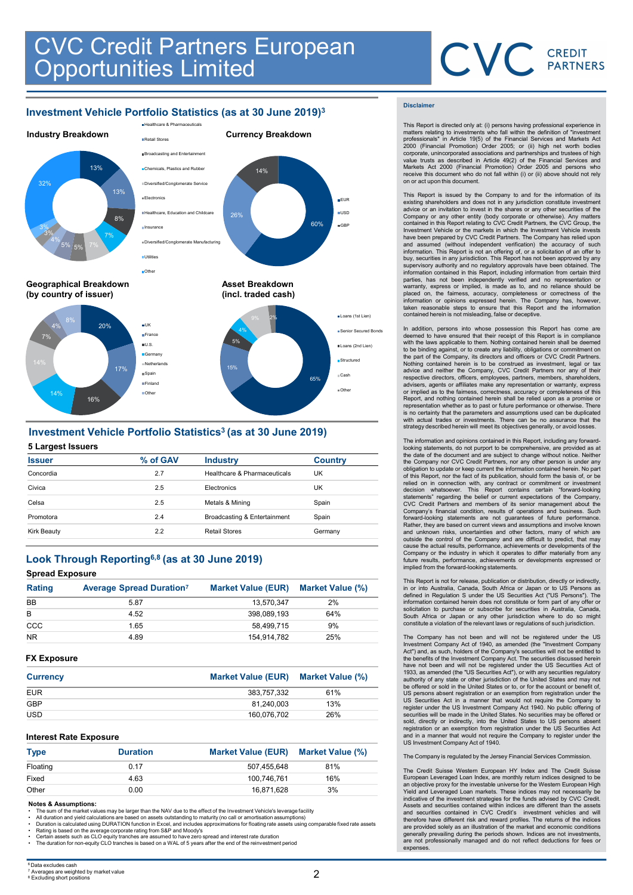# CVC Credit Partners European Opportunities Limited

CVC CREDIT PARTNERS

## Investment Vehicle Portfolio Statistics (as at 30 June 2019)[3]

### Industry Breakdown

13%
13%
8%
7%
7%
5%
5%
4%
3%
3%
32%

Healthcare & Pharmaceuticals
Retail Stores
Broadcasting and Entertainment
Chemicals, Plastics and Rubber
Diversified/Conglomerate Service
Electronics
Healthcare, Education and Childcare
Insurance
Diversified/Conglomerate Manufacturing
Utilities
Other

### Currency Breakdown

60%
26%
14%

EUR
USD
GBP

### Geographical Breakdown (by country of issuer)

20%
17%
16%
14%
14%
7%
4%
8%

UK
France
U.S.
Germany
Netherlands
Spain
Finland
Other

### Asset Breakdown (incl. traded cash)

65%
15%
5%
4%
9%
2%

Loans (1st Lien)
Senior Secured Bonds
Loans (2nd Lien)
Structured
Cash
Other

## Investment Vehicle Portfolio Statistics[3] (as at 30 June 2019)

### 5 Largest Issuers

| Issuer | % of GAV | Industry | Country |
|---|---|---|---|
| Concordia | 2.7 | Healthcare & Pharmaceuticals | UK |
| Civica | 2.5 | Electronics | UK |
| Celsa | 2.5 | Metals & Mining | Spain |
| Promotora | 2.4 | Broadcasting & Entertainment | Spain |
| Kirk Beauty | 2.2 | Retail Stores | Germany |

## Look Through Reporting[6,8] (as at 30 June 2019)

### Spread Exposure

| Rating | Average Spread Duration[7] | Market Value (EUR) | Market Value (%) |
|---|---|---|---|
| BB | 5.87 | 13,570,347 | 2% |
| B | 4.52 | 398,089,193 | 64% |
| CCC | 1.65 | 58,499,715 | 9% |
| NR | 4.89 | 154,914,782 | 25% |

### FX Exposure

| Currency | Market Value (EUR) | Market Value (%) |
|---|---|---|
| EUR | 383,757,332 | 61% |
| GBP | 81,240,003 | 13% |
| USD | 160,076,702 | 26% |

### Interest Rate Exposure

| Type | Duration | Market Value (EUR) | Market Value (%) |
|---|---|---|---|
| Floating | 0.17 | 507,455,648 | 81% |
| Fixed | 4.63 | 100,746,761 | 16% |
| Other | 0.00 | 16,871,628 | 3% |

**Notes & Assumptions:**

- The sum of the market values may be larger than the NAV due to the effect of the Investment Vehicle's leverage facility
- All duration and yield calculations are based on assets outstanding to maturity (no call or amortisation assumptions)
- Duration is calculated using DURATION function in Excel, and includes approximations for floating rate assets using comparable fixed rate assets
- Rating is based on the average corporate rating from S&P and Moody's
- Certain assets such as CLO equity tranches are assumed to have zero spread and interest rate duration
- The duration for non-equity CLO tranches is based on a WAL of 5 years after the end of the reinvestment period

### Disclaimer

This Report is directed only at: (i) persons having professional experience in matters relating to investments who fall within the definition of "investment professionals" in Article 19(5) of the Financial Services and Markets Act 2000 (Financial Promotion) Order 2005; or (ii) high net worth bodies corporate, unincorporated associations and partnerships and trustees of high value trusts as described in Article 49(2) of the Financial Services and Markets Act 2000 (Financial Promotion) Order 2005 and persons who receive this document who do not fall within (i) or (ii) above should not rely on or act upon this document.

This Report is issued by the Company to and for the information of its existing shareholders and does not in any jurisdiction constitute investment advice or an invitation to invest in the shares or any other securities of the Company or any other entity (body corporate or otherwise). Any matters contained in this Report relating to CVC Credit Partners, the CVC Group, the Investment Vehicle or the markets in which the Investment Vehicle invests have been prepared by CVC Credit Partners. The Company has relied upon and assumed (without independent verification) the accuracy of such information. This Report is not an offering of, or a solicitation of an offer to buy, securities in any jurisdiction. This Report has not been approved by any supervisory authority and no regulatory approvals have been obtained. The information contained in this Report, including information from certain third parties, has not been independently verified and no representation or warranty, express or implied, is made as to, and no reliance should be placed on, the fairness, accuracy, completeness or correctness of the information or opinions expressed herein. The Company has, however, taken reasonable steps to ensure that this Report and the information contained herein is not misleading, false or deceptive.

In addition, persons into whose possession this Report has come are deemed to have ensured that their receipt of this Report is in compliance with the laws applicable to them. Nothing contained herein shall be deemed to be binding against, or to create any liability, obligations or commitment on the part of the Company, its directors and officers or CVC Credit Partners. Nothing contained herein is to be construed as investment, legal or tax advice and neither the Company, CVC Credit Partners nor any of their respective directors, officers, employees, partners, members, shareholders, advisers, agents or affiliates make any representation or warranty, express or implied as to the fairness, correctness, accuracy or completeness of this Report, and nothing contained herein shall be relied upon as a promise or representation whether as to past or future performance or otherwise. There is no certainty that the parameters and assumptions used can be duplicated with actual trades or investments. There can be no assurance that the strategy described herein will meet its objectives generally, or avoid losses.

The information and opinions contained in this Report, including any forward-looking statements, do not purport to be comprehensive, are provided as at the date of the document and are subject to change without notice. Neither the Company nor CVC Credit Partners, nor any other person is under any obligation to update or keep current the information contained herein. No part of this Report, nor the fact of its publication, should form the basis of, or be relied on in connection with, any contract or commitment or investment decision whatsoever. This Report contains certain "forward-looking statements" regarding the belief or current expectations of the Company, CVC Credit Partners and members of its senior management about the Company's financial condition, results of operations and business. Such forward-looking statements are not guarantees of future performance. Rather, they are based on current views and assumptions and involve known and unknown risks, uncertainties and other factors, many of which are outside the control of the Company and are difficult to predict, that may cause the actual results, performance, achievements or developments of the Company or the industry in which it operates to differ materially from any future results, performance, achievements or developments expressed or implied from the forward-looking statements.

This Report is not for release, publication or distribution, directly or indirectly, in or into Australia, Canada, South Africa or Japan or to US Persons as defined in Regulation S under the US Securities Act ("US Persons"). The information contained herein does not constitute or form part of any offer or solicitation to purchase or subscribe for securities in Australia, Canada, South Africa or Japan or any other jurisdiction where to do so might constitute a violation of the relevant laws or regulations of such jurisdiction.

The Company has not been and will not be registered under the US Investment Company Act of 1940, as amended (the "Investment Company Act") and, as such, holders of the Company's securities will not be entitled to the benefits of the Investment Company Act. The securities discussed herein have not been and will not be registered under the US Securities Act of 1933, as amended (the "US Securities Act"), or with any securities regulatory authority of any state or other jurisdiction of the United States and may not be offered or sold in the United States or to, or for the account or benefit of, US persons absent registration or an exemption from registration under the US Securities Act in a manner that would not require the Company to register under the US Investment Company Act 1940. No public offering of securities will be made in the United States. No securities may be offered or sold, directly or indirectly, into the United States to US persons absent registration or an exemption from registration under the US Securities Act and in a manner that would not require the Company to register under the US Investment Company Act of 1940.

The Company is regulated by the Jersey Financial Services Commission.

The Credit Suisse Western European HY Index and The Credit Suisse European Leveraged Loan Index, are monthly return indices designed to be an objective proxy for the investable universe for the Western European High Yield and Leveraged Loan markets. These indices may not necessarily be indicative of the investment strategies for the funds advised by CVC Credit. Assets and securities contained within indices are different than the assets and securities contained in CVC Credit's investment vehicles and will therefore have different risk and reward profiles. The returns of the indices are provided solely as an illustration of the market and economic conditions generally prevailing during the periods shown. Indices are not investments, are not professionally managed and do not reflect deductions for fees or expenses.

[6] Data excludes cash
[7] Averages are weighted by market value
[8] Excluding short positions